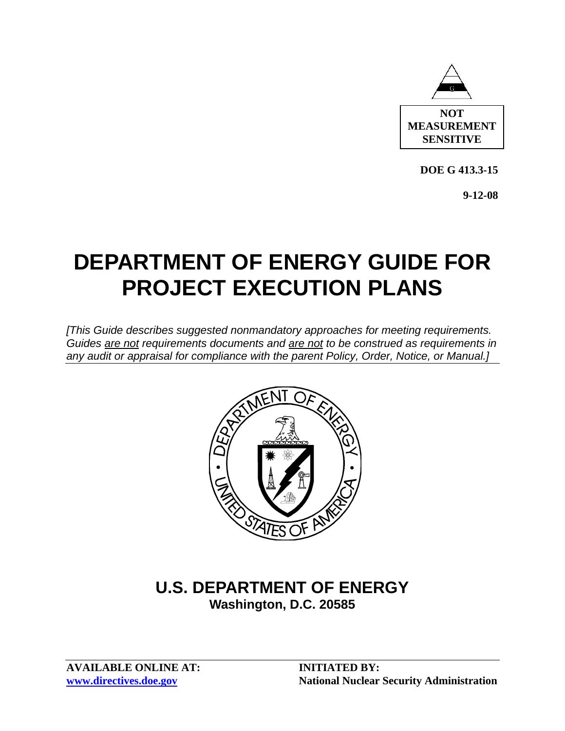**NOT MEASUREMENT SENSITIVE**

**DOE G 413.3-15**

**9-12-08**

# DEPARTMENT OF ENERGY GUIDE FOR PROJECT EXECUTION PLANS

*[This Guide describes suggested nonmandatory approaches for meeting requirements. Guides are not requirements documents and are not to be construed as requirements in any audit or appraisal for compliance with the parent Policy, Order, Notice, or Manual.]*

## U.S. DEPARTMENT OF ENERGY
**Washington, D.C. 20585**

**AVAILABLE ONLINE AT:**
**www.directives.doe.gov**

**INITIATED BY:**
**National Nuclear Security Administration**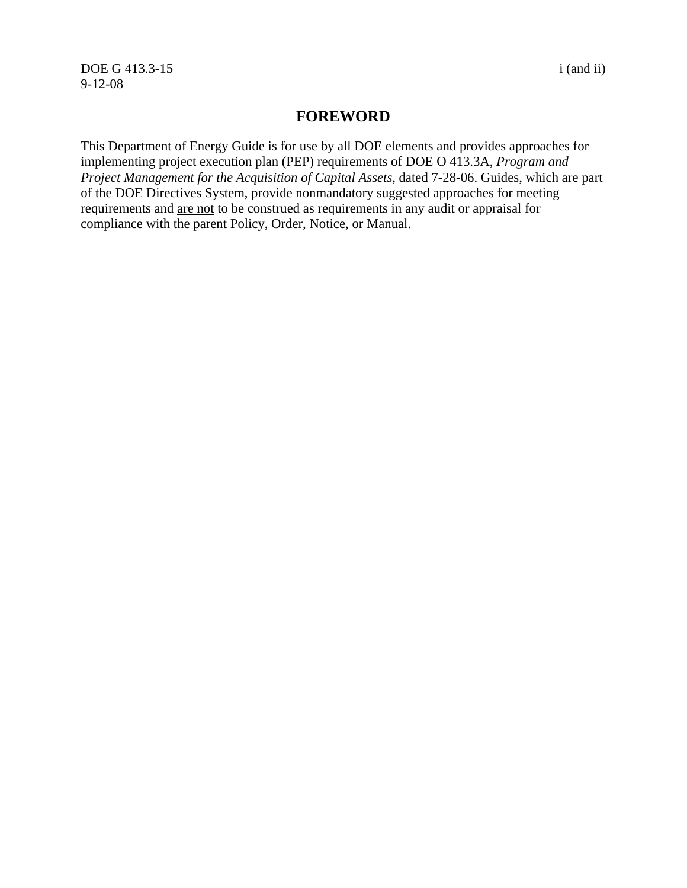# FOREWORD

This Department of Energy Guide is for use by all DOE elements and provides approaches for implementing project execution plan (PEP) requirements of DOE O 413.3A, *Program and Project Management for the Acquisition of Capital Assets*, dated 7-28-06. Guides, which are part of the DOE Directives System, provide nonmandatory suggested approaches for meeting requirements and <u>are not</u> to be construed as requirements in any audit or appraisal for compliance with the parent Policy, Order, Notice, or Manual.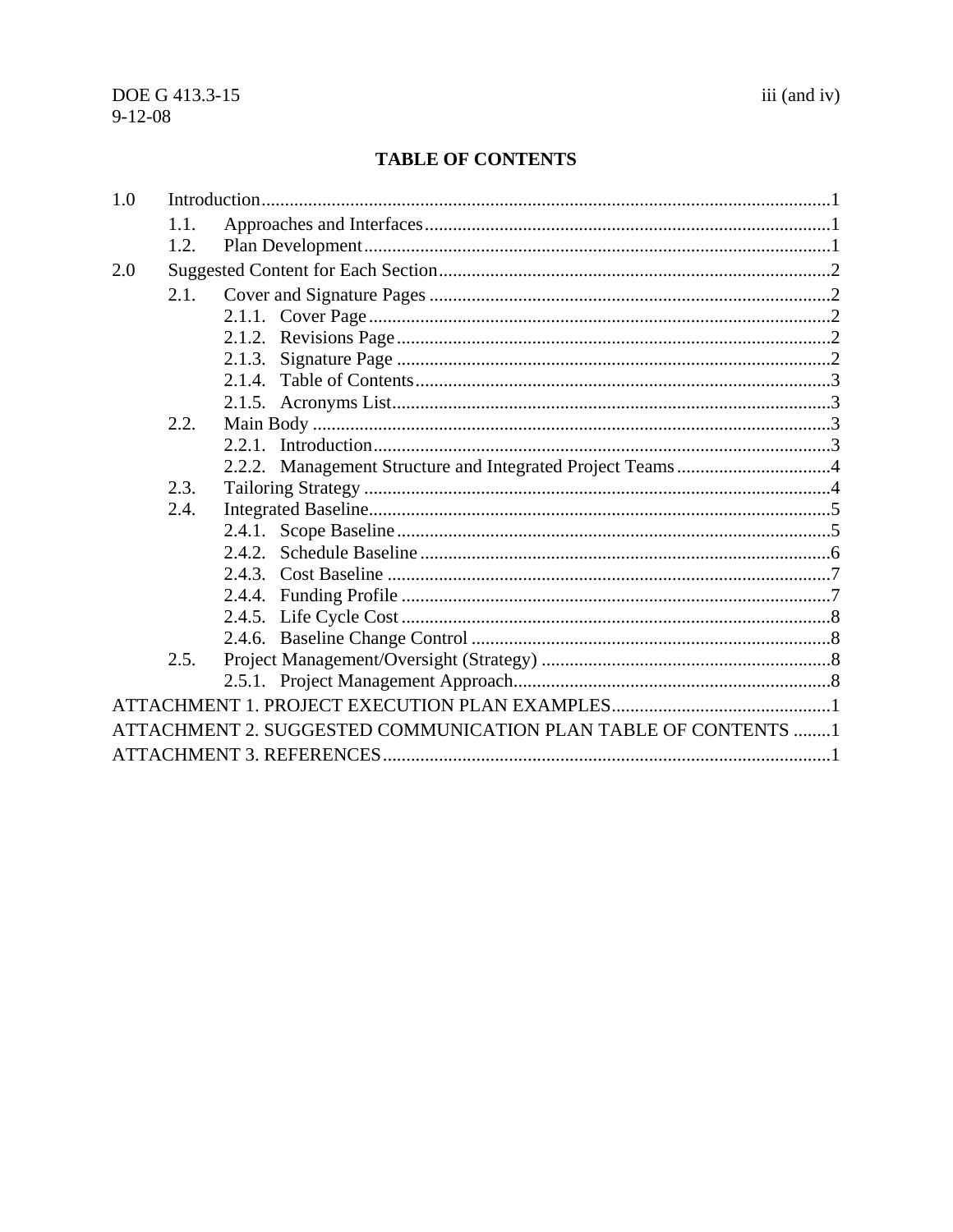## TABLE OF CONTENTS

- 1.0 Introduction .......... 1
  - 1.1. Approaches and Interfaces .......... 1
  - 1.2. Plan Development .......... 1
- 2.0 Suggested Content for Each Section .......... 2
  - 2.1. Cover and Signature Pages .......... 2
    - 2.1.1. Cover Page .......... 2
    - 2.1.2. Revisions Page .......... 2
    - 2.1.3. Signature Page .......... 2
    - 2.1.4. Table of Contents .......... 3
    - 2.1.5. Acronyms List .......... 3
  - 2.2. Main Body .......... 3
    - 2.2.1. Introduction .......... 3
    - 2.2.2. Management Structure and Integrated Project Teams .......... 4
  - 2.3. Tailoring Strategy .......... 4
  - 2.4. Integrated Baseline .......... 5
    - 2.4.1. Scope Baseline .......... 5
    - 2.4.2. Schedule Baseline .......... 6
    - 2.4.3. Cost Baseline .......... 7
    - 2.4.4. Funding Profile .......... 7
    - 2.4.5. Life Cycle Cost .......... 8
    - 2.4.6. Baseline Change Control .......... 8
  - 2.5. Project Management/Oversight (Strategy) .......... 8
    - 2.5.1. Project Management Approach .......... 8
- ATTACHMENT 1. PROJECT EXECUTION PLAN EXAMPLES .......... 1
- ATTACHMENT 2. SUGGESTED COMMUNICATION PLAN TABLE OF CONTENTS .......... 1
- ATTACHMENT 3. REFERENCES .......... 1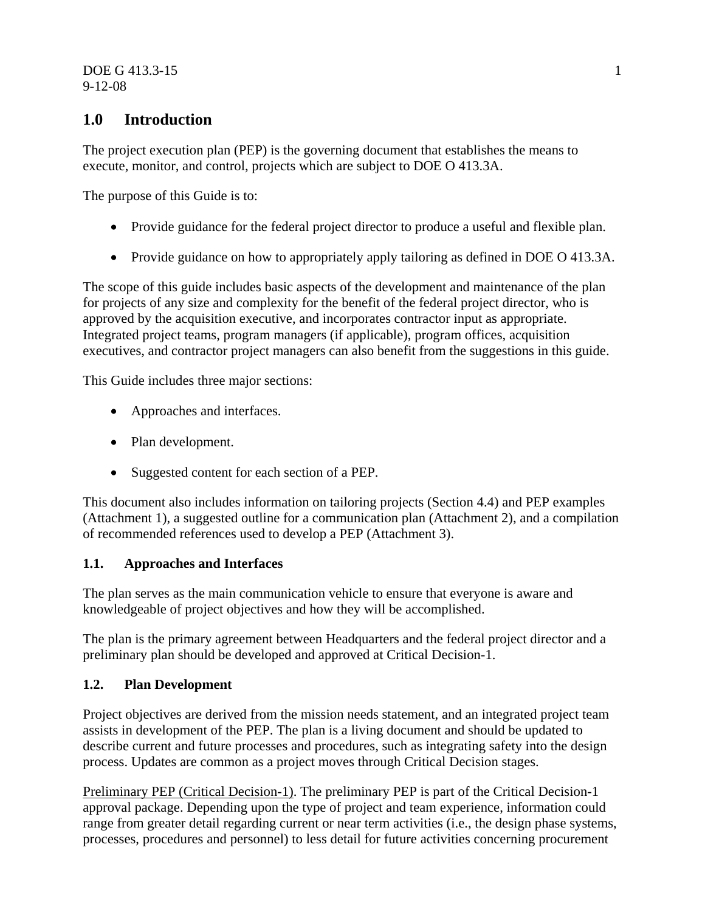## 1.0 Introduction

The project execution plan (PEP) is the governing document that establishes the means to execute, monitor, and control, projects which are subject to DOE O 413.3A.

The purpose of this Guide is to:

- Provide guidance for the federal project director to produce a useful and flexible plan.
- Provide guidance on how to appropriately apply tailoring as defined in DOE O 413.3A.

The scope of this guide includes basic aspects of the development and maintenance of the plan for projects of any size and complexity for the benefit of the federal project director, who is approved by the acquisition executive, and incorporates contractor input as appropriate. Integrated project teams, program managers (if applicable), program offices, acquisition executives, and contractor project managers can also benefit from the suggestions in this guide.

This Guide includes three major sections:

- Approaches and interfaces.
- Plan development.
- Suggested content for each section of a PEP.

This document also includes information on tailoring projects (Section 4.4) and PEP examples (Attachment 1), a suggested outline for a communication plan (Attachment 2), and a compilation of recommended references used to develop a PEP (Attachment 3).

### 1.1. Approaches and Interfaces

The plan serves as the main communication vehicle to ensure that everyone is aware and knowledgeable of project objectives and how they will be accomplished.

The plan is the primary agreement between Headquarters and the federal project director and a preliminary plan should be developed and approved at Critical Decision-1.

### 1.2. Plan Development

Project objectives are derived from the mission needs statement, and an integrated project team assists in development of the PEP. The plan is a living document and should be updated to describe current and future processes and procedures, such as integrating safety into the design process. Updates are common as a project moves through Critical Decision stages.

<u>Preliminary PEP (Critical Decision-1)</u>. The preliminary PEP is part of the Critical Decision-1 approval package. Depending upon the type of project and team experience, information could range from greater detail regarding current or near term activities (i.e., the design phase systems, processes, procedures and personnel) to less detail for future activities concerning procurement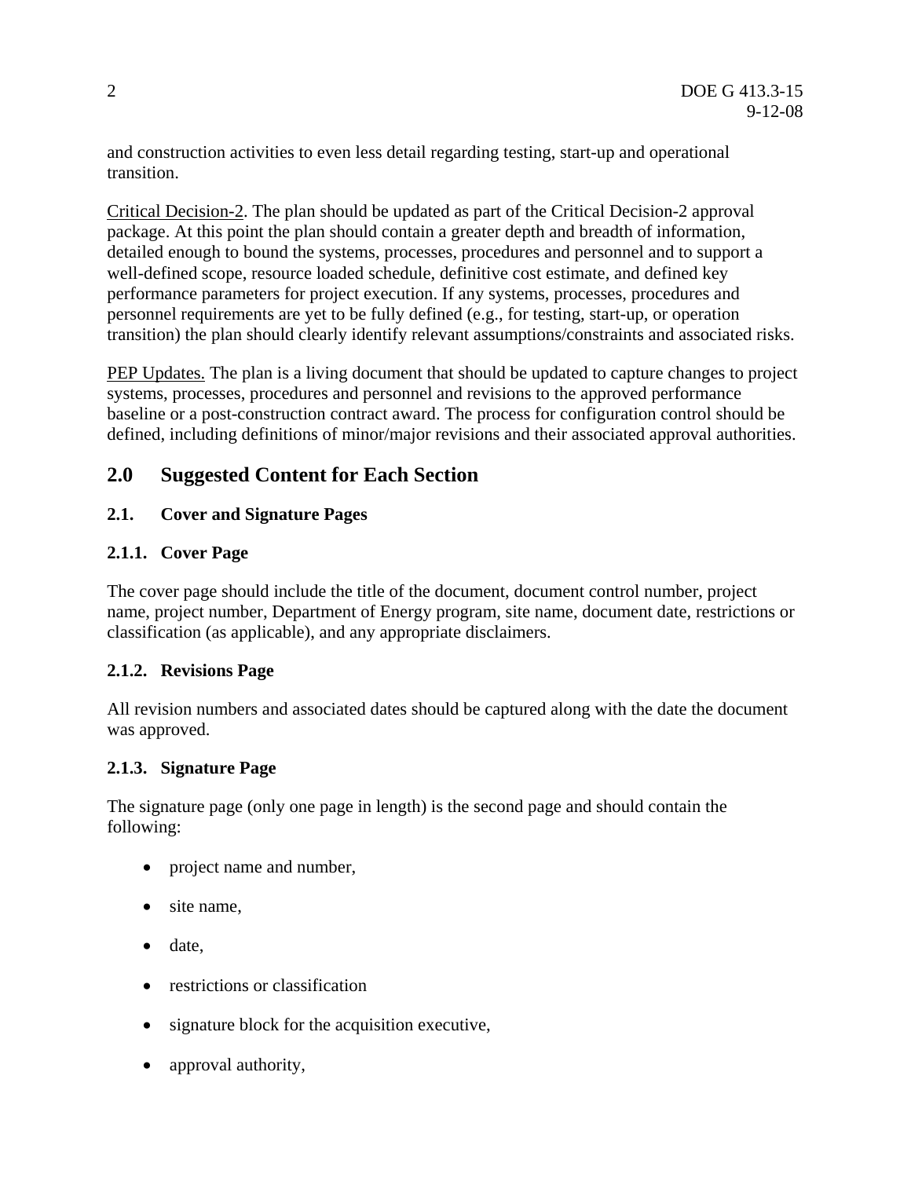and construction activities to even less detail regarding testing, start-up and operational transition.

Critical Decision-2. The plan should be updated as part of the Critical Decision-2 approval package. At this point the plan should contain a greater depth and breadth of information, detailed enough to bound the systems, processes, procedures and personnel and to support a well-defined scope, resource loaded schedule, definitive cost estimate, and defined key performance parameters for project execution. If any systems, processes, procedures and personnel requirements are yet to be fully defined (e.g., for testing, start-up, or operation transition) the plan should clearly identify relevant assumptions/constraints and associated risks.

PEP Updates. The plan is a living document that should be updated to capture changes to project systems, processes, procedures and personnel and revisions to the approved performance baseline or a post-construction contract award. The process for configuration control should be defined, including definitions of minor/major revisions and their associated approval authorities.

## 2.0 Suggested Content for Each Section

### 2.1. Cover and Signature Pages

#### 2.1.1. Cover Page

The cover page should include the title of the document, document control number, project name, project number, Department of Energy program, site name, document date, restrictions or classification (as applicable), and any appropriate disclaimers.

#### 2.1.2. Revisions Page

All revision numbers and associated dates should be captured along with the date the document was approved.

#### 2.1.3. Signature Page

The signature page (only one page in length) is the second page and should contain the following:

- project name and number,
- site name,
- date,
- restrictions or classification
- signature block for the acquisition executive,
- approval authority,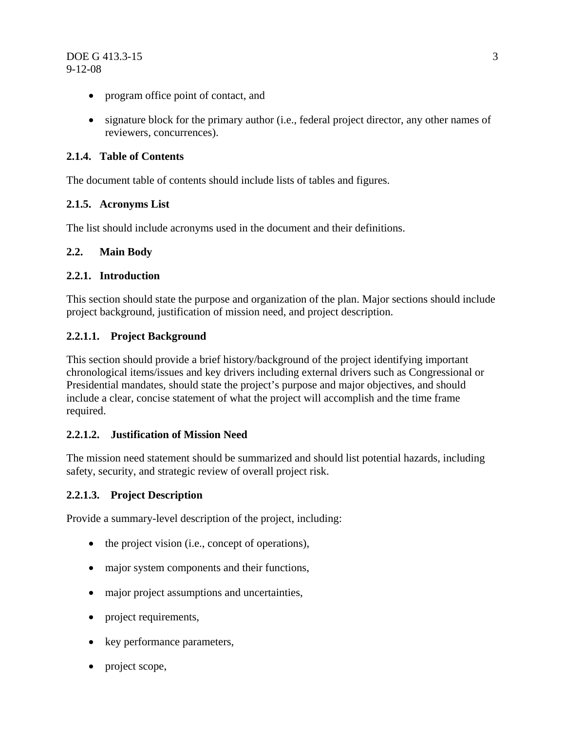- program office point of contact, and
- signature block for the primary author (i.e., federal project director, any other names of reviewers, concurrences).

### 2.1.4. Table of Contents

The document table of contents should include lists of tables and figures.

### 2.1.5. Acronyms List

The list should include acronyms used in the document and their definitions.

## 2.2. Main Body

### 2.2.1. Introduction

This section should state the purpose and organization of the plan. Major sections should include project background, justification of mission need, and project description.

#### 2.2.1.1. Project Background

This section should provide a brief history/background of the project identifying important chronological items/issues and key drivers including external drivers such as Congressional or Presidential mandates, should state the project's purpose and major objectives, and should include a clear, concise statement of what the project will accomplish and the time frame required.

#### 2.2.1.2. Justification of Mission Need

The mission need statement should be summarized and should list potential hazards, including safety, security, and strategic review of overall project risk.

#### 2.2.1.3. Project Description

Provide a summary-level description of the project, including:

- the project vision (i.e., concept of operations),
- major system components and their functions,
- major project assumptions and uncertainties,
- project requirements,
- key performance parameters,
- project scope,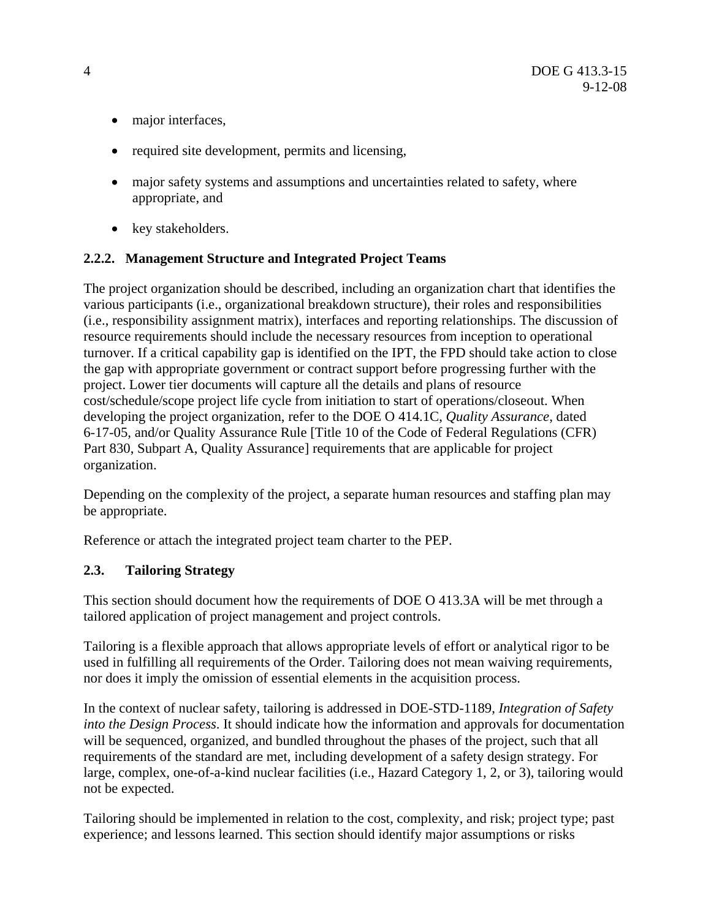- major interfaces,
- required site development, permits and licensing,
- major safety systems and assumptions and uncertainties related to safety, where appropriate, and
- key stakeholders.

### 2.2.2. Management Structure and Integrated Project Teams

The project organization should be described, including an organization chart that identifies the various participants (i.e., organizational breakdown structure), their roles and responsibilities (i.e., responsibility assignment matrix), interfaces and reporting relationships. The discussion of resource requirements should include the necessary resources from inception to operational turnover. If a critical capability gap is identified on the IPT, the FPD should take action to close the gap with appropriate government or contract support before progressing further with the project. Lower tier documents will capture all the details and plans of resource cost/schedule/scope project life cycle from initiation to start of operations/closeout. When developing the project organization, refer to the DOE O 414.1C, *Quality Assurance*, dated 6-17-05, and/or Quality Assurance Rule [Title 10 of the Code of Federal Regulations (CFR) Part 830, Subpart A, Quality Assurance] requirements that are applicable for project organization.

Depending on the complexity of the project, a separate human resources and staffing plan may be appropriate.

Reference or attach the integrated project team charter to the PEP.

## 2.3. Tailoring Strategy

This section should document how the requirements of DOE O 413.3A will be met through a tailored application of project management and project controls.

Tailoring is a flexible approach that allows appropriate levels of effort or analytical rigor to be used in fulfilling all requirements of the Order. Tailoring does not mean waiving requirements, nor does it imply the omission of essential elements in the acquisition process.

In the context of nuclear safety, tailoring is addressed in DOE-STD-1189, *Integration of Safety into the Design Process*. It should indicate how the information and approvals for documentation will be sequenced, organized, and bundled throughout the phases of the project, such that all requirements of the standard are met, including development of a safety design strategy. For large, complex, one-of-a-kind nuclear facilities (i.e., Hazard Category 1, 2, or 3), tailoring would not be expected.

Tailoring should be implemented in relation to the cost, complexity, and risk; project type; past experience; and lessons learned. This section should identify major assumptions or risks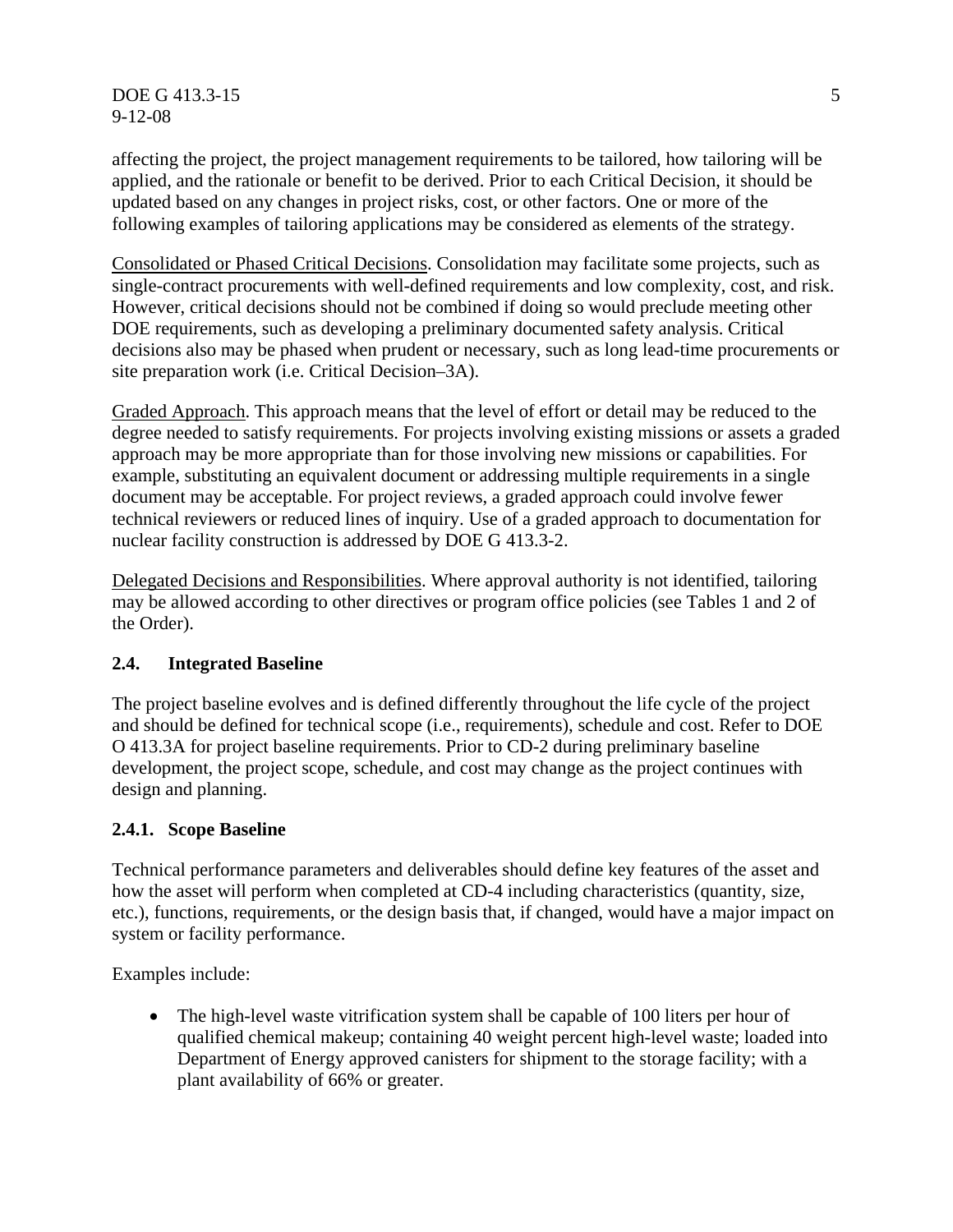affecting the project, the project management requirements to be tailored, how tailoring will be applied, and the rationale or benefit to be derived. Prior to each Critical Decision, it should be updated based on any changes in project risks, cost, or other factors. One or more of the following examples of tailoring applications may be considered as elements of the strategy.

Consolidated or Phased Critical Decisions. Consolidation may facilitate some projects, such as single-contract procurements with well-defined requirements and low complexity, cost, and risk. However, critical decisions should not be combined if doing so would preclude meeting other DOE requirements, such as developing a preliminary documented safety analysis. Critical decisions also may be phased when prudent or necessary, such as long lead-time procurements or site preparation work (i.e. Critical Decision–3A).

Graded Approach. This approach means that the level of effort or detail may be reduced to the degree needed to satisfy requirements. For projects involving existing missions or assets a graded approach may be more appropriate than for those involving new missions or capabilities. For example, substituting an equivalent document or addressing multiple requirements in a single document may be acceptable. For project reviews, a graded approach could involve fewer technical reviewers or reduced lines of inquiry. Use of a graded approach to documentation for nuclear facility construction is addressed by DOE G 413.3-2.

Delegated Decisions and Responsibilities. Where approval authority is not identified, tailoring may be allowed according to other directives or program office policies (see Tables 1 and 2 of the Order).

## 2.4. Integrated Baseline

The project baseline evolves and is defined differently throughout the life cycle of the project and should be defined for technical scope (i.e., requirements), schedule and cost. Refer to DOE O 413.3A for project baseline requirements. Prior to CD-2 during preliminary baseline development, the project scope, schedule, and cost may change as the project continues with design and planning.

### 2.4.1. Scope Baseline

Technical performance parameters and deliverables should define key features of the asset and how the asset will perform when completed at CD-4 including characteristics (quantity, size, etc.), functions, requirements, or the design basis that, if changed, would have a major impact on system or facility performance.

Examples include:

- The high-level waste vitrification system shall be capable of 100 liters per hour of qualified chemical makeup; containing 40 weight percent high-level waste; loaded into Department of Energy approved canisters for shipment to the storage facility; with a plant availability of 66% or greater.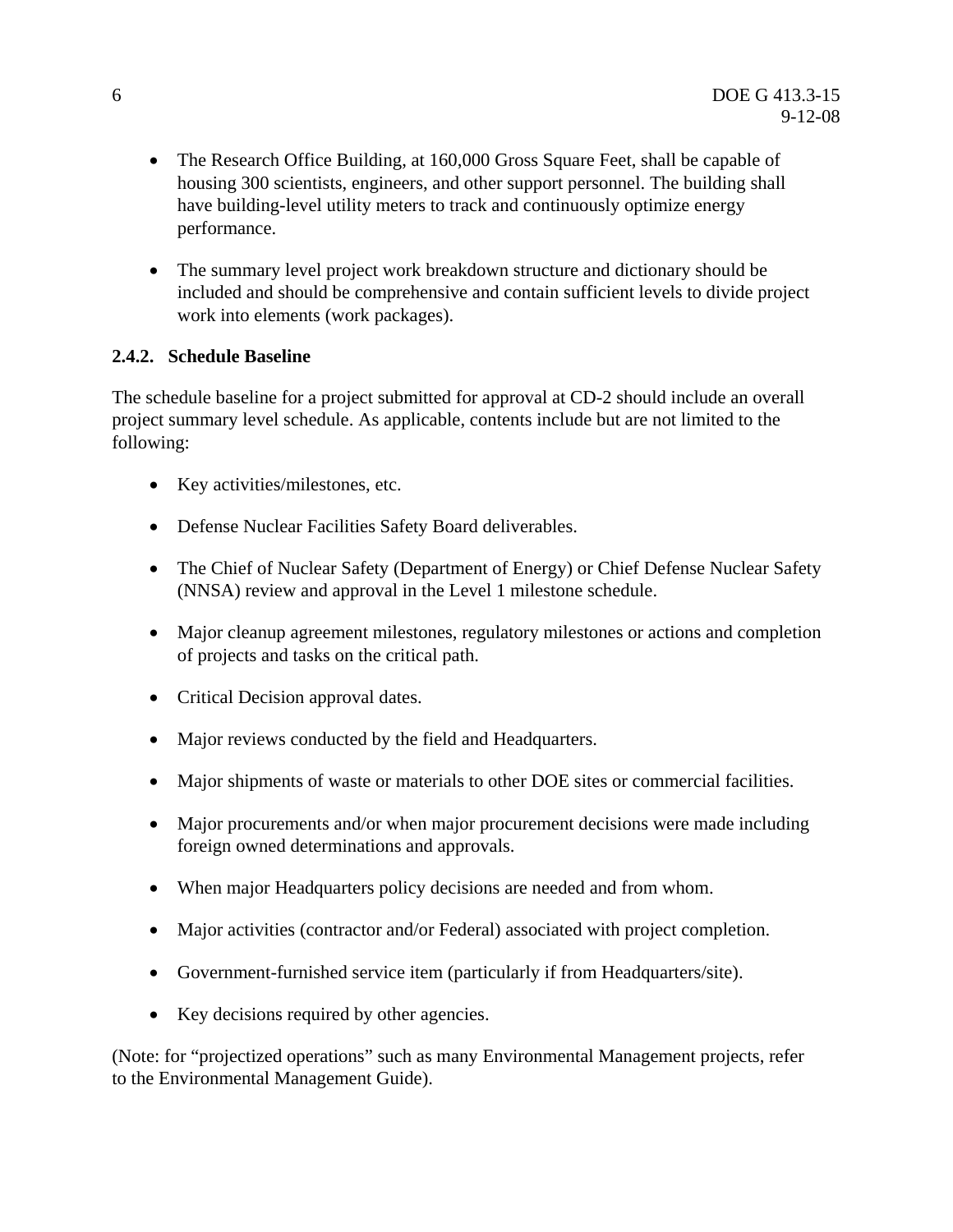- The Research Office Building, at 160,000 Gross Square Feet, shall be capable of housing 300 scientists, engineers, and other support personnel. The building shall have building-level utility meters to track and continuously optimize energy performance.

- The summary level project work breakdown structure and dictionary should be included and should be comprehensive and contain sufficient levels to divide project work into elements (work packages).

### 2.4.2. Schedule Baseline

The schedule baseline for a project submitted for approval at CD-2 should include an overall project summary level schedule. As applicable, contents include but are not limited to the following:

- Key activities/milestones, etc.

- Defense Nuclear Facilities Safety Board deliverables.

- The Chief of Nuclear Safety (Department of Energy) or Chief Defense Nuclear Safety (NNSA) review and approval in the Level 1 milestone schedule.

- Major cleanup agreement milestones, regulatory milestones or actions and completion of projects and tasks on the critical path.

- Critical Decision approval dates.

- Major reviews conducted by the field and Headquarters.

- Major shipments of waste or materials to other DOE sites or commercial facilities.

- Major procurements and/or when major procurement decisions were made including foreign owned determinations and approvals.

- When major Headquarters policy decisions are needed and from whom.

- Major activities (contractor and/or Federal) associated with project completion.

- Government-furnished service item (particularly if from Headquarters/site).

- Key decisions required by other agencies.

(Note: for "projectized operations" such as many Environmental Management projects, refer to the Environmental Management Guide).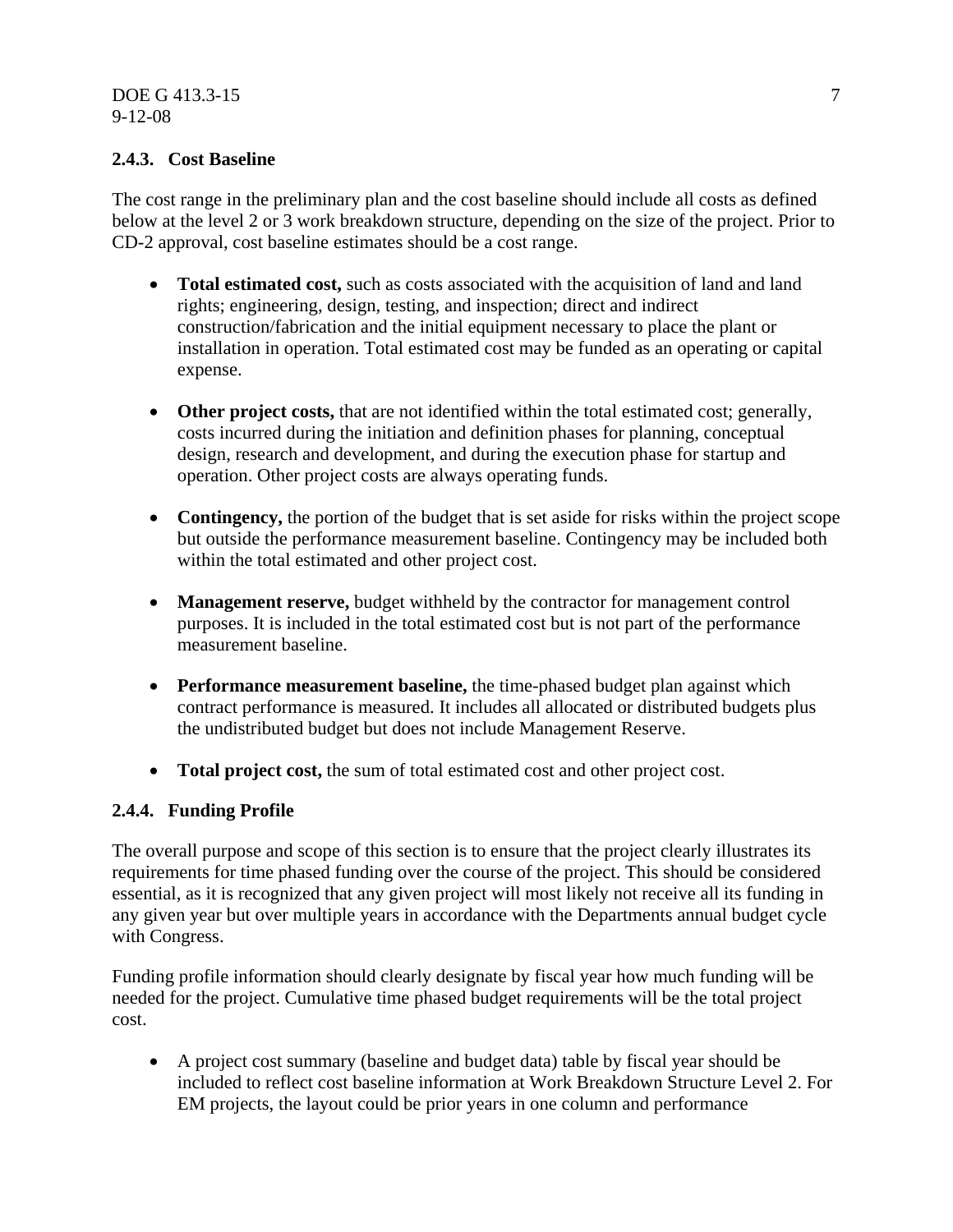### 2.4.3. Cost Baseline

The cost range in the preliminary plan and the cost baseline should include all costs as defined below at the level 2 or 3 work breakdown structure, depending on the size of the project. Prior to CD-2 approval, cost baseline estimates should be a cost range.

- **Total estimated cost,** such as costs associated with the acquisition of land and land rights; engineering, design, testing, and inspection; direct and indirect construction/fabrication and the initial equipment necessary to place the plant or installation in operation. Total estimated cost may be funded as an operating or capital expense.

- **Other project costs,** that are not identified within the total estimated cost; generally, costs incurred during the initiation and definition phases for planning, conceptual design, research and development, and during the execution phase for startup and operation. Other project costs are always operating funds.

- **Contingency,** the portion of the budget that is set aside for risks within the project scope but outside the performance measurement baseline. Contingency may be included both within the total estimated and other project cost.

- **Management reserve,** budget withheld by the contractor for management control purposes. It is included in the total estimated cost but is not part of the performance measurement baseline.

- **Performance measurement baseline,** the time-phased budget plan against which contract performance is measured. It includes all allocated or distributed budgets plus the undistributed budget but does not include Management Reserve.

- **Total project cost,** the sum of total estimated cost and other project cost.

### 2.4.4. Funding Profile

The overall purpose and scope of this section is to ensure that the project clearly illustrates its requirements for time phased funding over the course of the project. This should be considered essential, as it is recognized that any given project will most likely not receive all its funding in any given year but over multiple years in accordance with the Departments annual budget cycle with Congress.

Funding profile information should clearly designate by fiscal year how much funding will be needed for the project. Cumulative time phased budget requirements will be the total project cost.

- A project cost summary (baseline and budget data) table by fiscal year should be included to reflect cost baseline information at Work Breakdown Structure Level 2. For EM projects, the layout could be prior years in one column and performance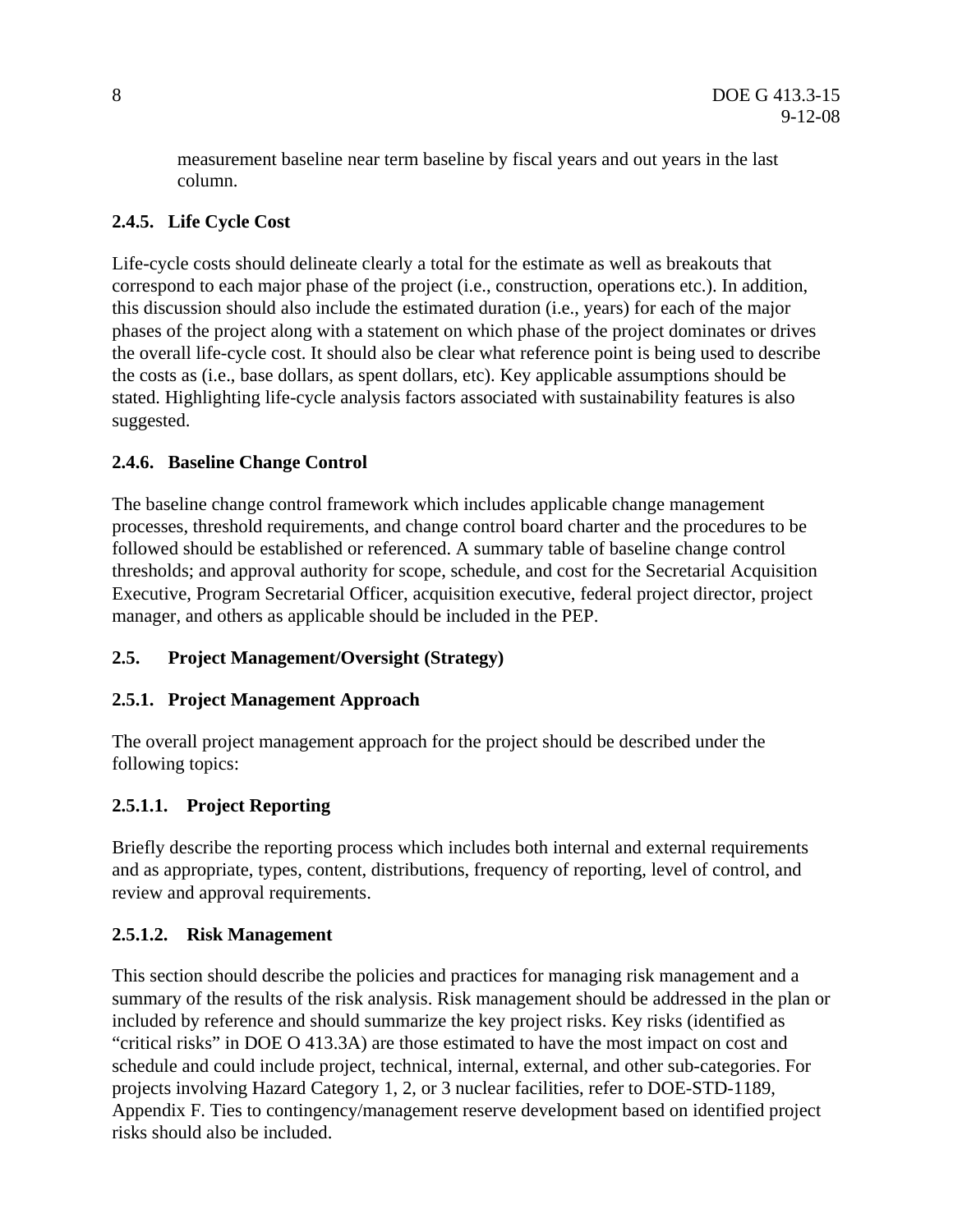measurement baseline near term baseline by fiscal years and out years in the last column.

### 2.4.5. Life Cycle Cost

Life-cycle costs should delineate clearly a total for the estimate as well as breakouts that correspond to each major phase of the project (i.e., construction, operations etc.). In addition, this discussion should also include the estimated duration (i.e., years) for each of the major phases of the project along with a statement on which phase of the project dominates or drives the overall life-cycle cost. It should also be clear what reference point is being used to describe the costs as (i.e., base dollars, as spent dollars, etc). Key applicable assumptions should be stated. Highlighting life-cycle analysis factors associated with sustainability features is also suggested.

### 2.4.6. Baseline Change Control

The baseline change control framework which includes applicable change management processes, threshold requirements, and change control board charter and the procedures to be followed should be established or referenced. A summary table of baseline change control thresholds; and approval authority for scope, schedule, and cost for the Secretarial Acquisition Executive, Program Secretarial Officer, acquisition executive, federal project director, project manager, and others as applicable should be included in the PEP.

## 2.5. Project Management/Oversight (Strategy)

### 2.5.1. Project Management Approach

The overall project management approach for the project should be described under the following topics:

#### 2.5.1.1. Project Reporting

Briefly describe the reporting process which includes both internal and external requirements and as appropriate, types, content, distributions, frequency of reporting, level of control, and review and approval requirements.

#### 2.5.1.2. Risk Management

This section should describe the policies and practices for managing risk management and a summary of the results of the risk analysis. Risk management should be addressed in the plan or included by reference and should summarize the key project risks. Key risks (identified as "critical risks" in DOE O 413.3A) are those estimated to have the most impact on cost and schedule and could include project, technical, internal, external, and other sub-categories. For projects involving Hazard Category 1, 2, or 3 nuclear facilities, refer to DOE-STD-1189, Appendix F. Ties to contingency/management reserve development based on identified project risks should also be included.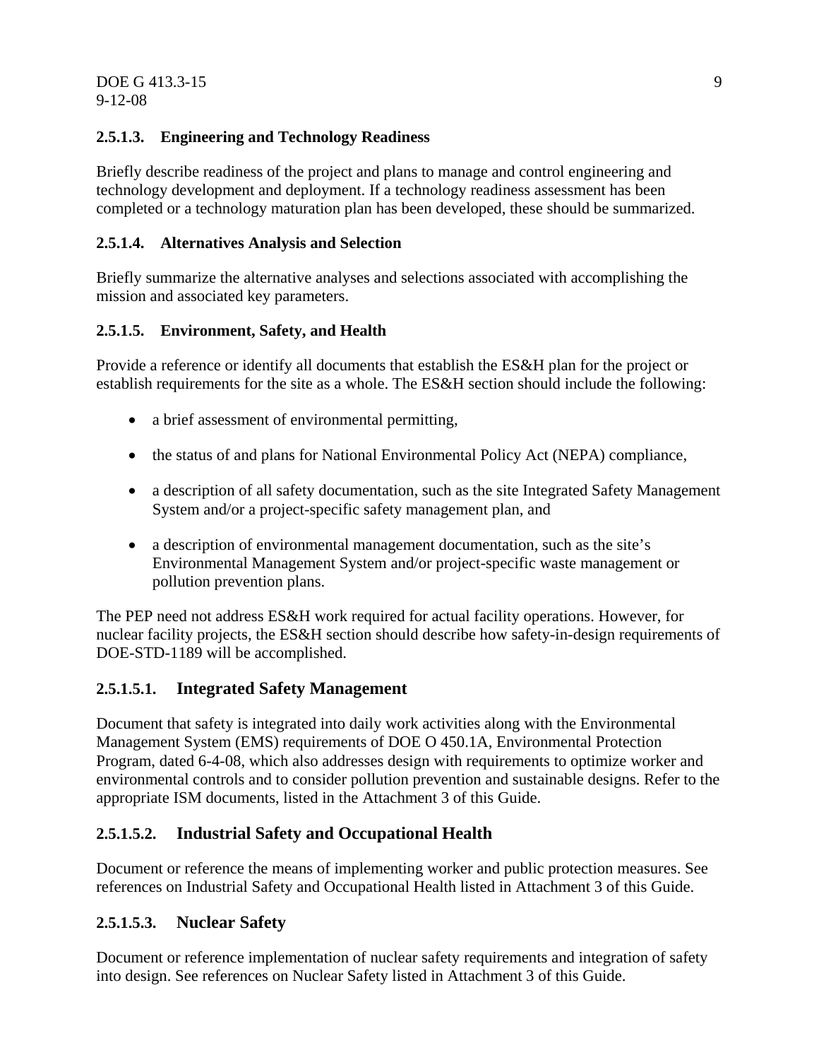### 2.5.1.3. Engineering and Technology Readiness

Briefly describe readiness of the project and plans to manage and control engineering and technology development and deployment. If a technology readiness assessment has been completed or a technology maturation plan has been developed, these should be summarized.

### 2.5.1.4. Alternatives Analysis and Selection

Briefly summarize the alternative analyses and selections associated with accomplishing the mission and associated key parameters.

### 2.5.1.5. Environment, Safety, and Health

Provide a reference or identify all documents that establish the ES&H plan for the project or establish requirements for the site as a whole. The ES&H section should include the following:

- a brief assessment of environmental permitting,
- the status of and plans for National Environmental Policy Act (NEPA) compliance,
- a description of all safety documentation, such as the site Integrated Safety Management System and/or a project-specific safety management plan, and
- a description of environmental management documentation, such as the site's Environmental Management System and/or project-specific waste management or pollution prevention plans.

The PEP need not address ES&H work required for actual facility operations. However, for nuclear facility projects, the ES&H section should describe how safety-in-design requirements of DOE-STD-1189 will be accomplished.

#### 2.5.1.5.1. Integrated Safety Management

Document that safety is integrated into daily work activities along with the Environmental Management System (EMS) requirements of DOE O 450.1A, Environmental Protection Program, dated 6-4-08, which also addresses design with requirements to optimize worker and environmental controls and to consider pollution prevention and sustainable designs. Refer to the appropriate ISM documents, listed in the Attachment 3 of this Guide.

#### 2.5.1.5.2. Industrial Safety and Occupational Health

Document or reference the means of implementing worker and public protection measures. See references on Industrial Safety and Occupational Health listed in Attachment 3 of this Guide.

#### 2.5.1.5.3. Nuclear Safety

Document or reference implementation of nuclear safety requirements and integration of safety into design. See references on Nuclear Safety listed in Attachment 3 of this Guide.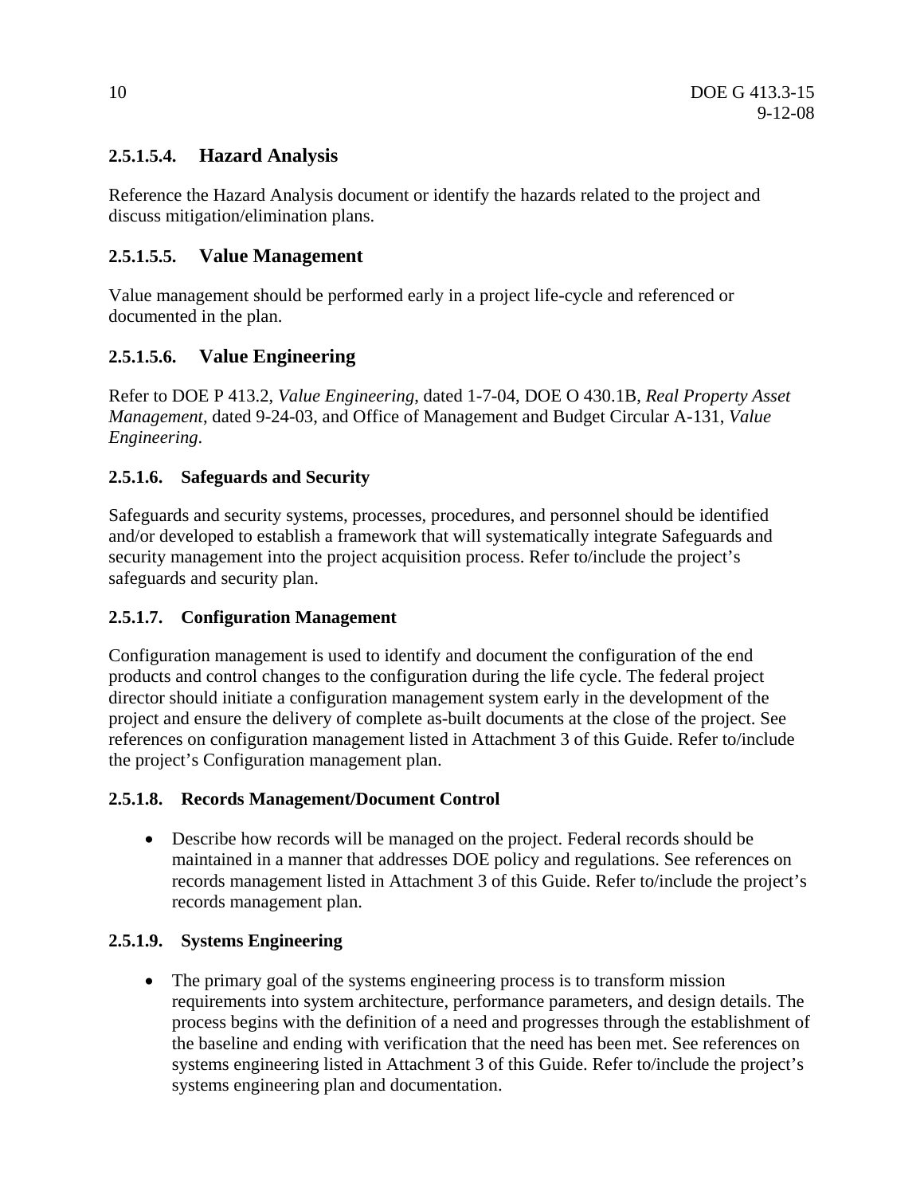#### 2.5.1.5.4. Hazard Analysis

Reference the Hazard Analysis document or identify the hazards related to the project and discuss mitigation/elimination plans.

#### 2.5.1.5.5. Value Management

Value management should be performed early in a project life-cycle and referenced or documented in the plan.

#### 2.5.1.5.6. Value Engineering

Refer to DOE P 413.2, *Value Engineering*, dated 1-7-04, DOE O 430.1B, *Real Property Asset Management*, dated 9-24-03, and Office of Management and Budget Circular A-131, *Value Engineering*.

#### 2.5.1.6. Safeguards and Security

Safeguards and security systems, processes, procedures, and personnel should be identified and/or developed to establish a framework that will systematically integrate Safeguards and security management into the project acquisition process. Refer to/include the project's safeguards and security plan.

#### 2.5.1.7. Configuration Management

Configuration management is used to identify and document the configuration of the end products and control changes to the configuration during the life cycle. The federal project director should initiate a configuration management system early in the development of the project and ensure the delivery of complete as-built documents at the close of the project. See references on configuration management listed in Attachment 3 of this Guide. Refer to/include the project's Configuration management plan.

#### 2.5.1.8. Records Management/Document Control

- Describe how records will be managed on the project. Federal records should be maintained in a manner that addresses DOE policy and regulations. See references on records management listed in Attachment 3 of this Guide. Refer to/include the project's records management plan.

#### 2.5.1.9. Systems Engineering

- The primary goal of the systems engineering process is to transform mission requirements into system architecture, performance parameters, and design details. The process begins with the definition of a need and progresses through the establishment of the baseline and ending with verification that the need has been met. See references on systems engineering listed in Attachment 3 of this Guide. Refer to/include the project's systems engineering plan and documentation.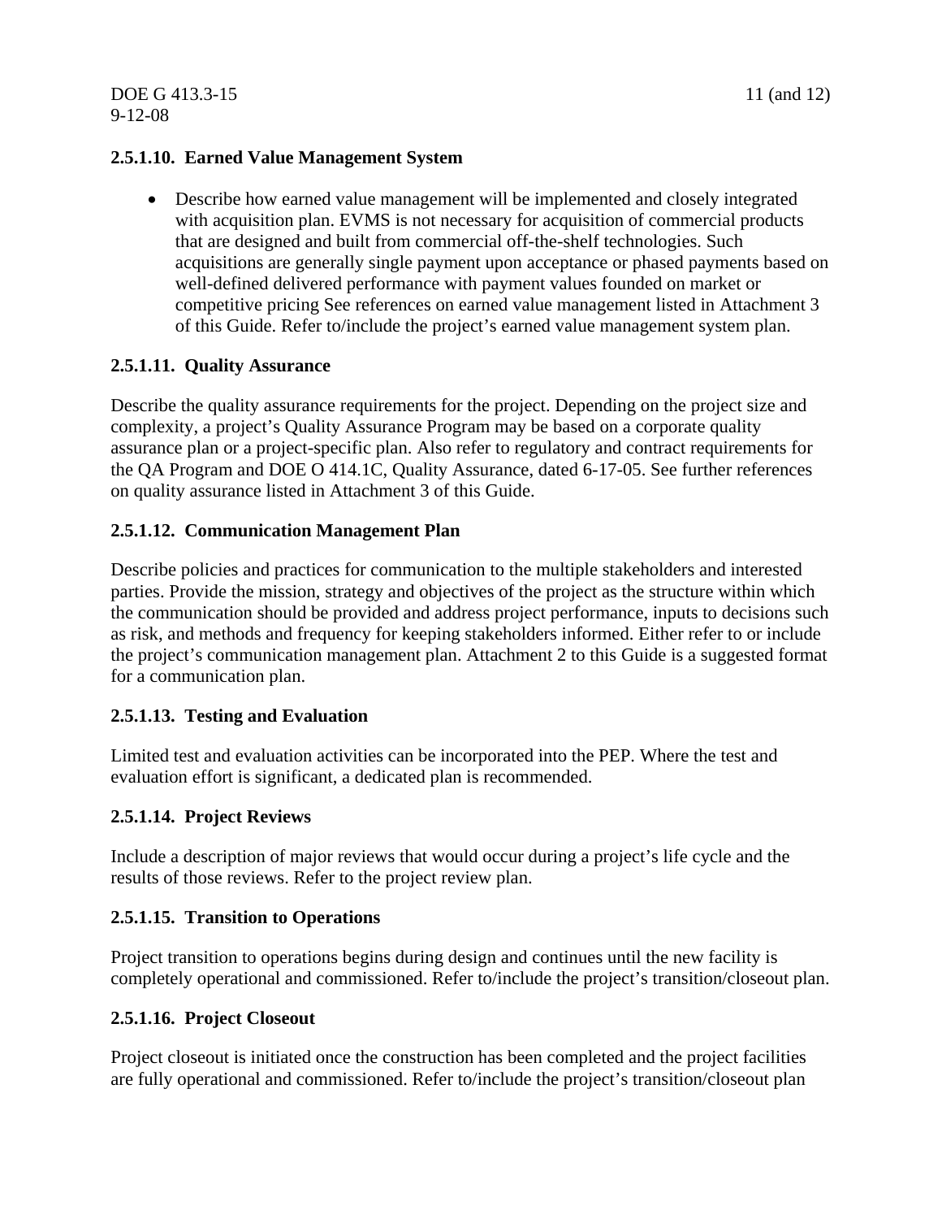#### 2.5.1.10. Earned Value Management System

- Describe how earned value management will be implemented and closely integrated with acquisition plan. EVMS is not necessary for acquisition of commercial products that are designed and built from commercial off-the-shelf technologies. Such acquisitions are generally single payment upon acceptance or phased payments based on well-defined delivered performance with payment values founded on market or competitive pricing See references on earned value management listed in Attachment 3 of this Guide. Refer to/include the project's earned value management system plan.

#### 2.5.1.11. Quality Assurance

Describe the quality assurance requirements for the project. Depending on the project size and complexity, a project's Quality Assurance Program may be based on a corporate quality assurance plan or a project-specific plan. Also refer to regulatory and contract requirements for the QA Program and DOE O 414.1C, Quality Assurance, dated 6-17-05. See further references on quality assurance listed in Attachment 3 of this Guide.

#### 2.5.1.12. Communication Management Plan

Describe policies and practices for communication to the multiple stakeholders and interested parties. Provide the mission, strategy and objectives of the project as the structure within which the communication should be provided and address project performance, inputs to decisions such as risk, and methods and frequency for keeping stakeholders informed. Either refer to or include the project's communication management plan. Attachment 2 to this Guide is a suggested format for a communication plan.

#### 2.5.1.13. Testing and Evaluation

Limited test and evaluation activities can be incorporated into the PEP. Where the test and evaluation effort is significant, a dedicated plan is recommended.

#### 2.5.1.14. Project Reviews

Include a description of major reviews that would occur during a project's life cycle and the results of those reviews. Refer to the project review plan.

#### 2.5.1.15. Transition to Operations

Project transition to operations begins during design and continues until the new facility is completely operational and commissioned. Refer to/include the project's transition/closeout plan.

#### 2.5.1.16. Project Closeout

Project closeout is initiated once the construction has been completed and the project facilities are fully operational and commissioned. Refer to/include the project's transition/closeout plan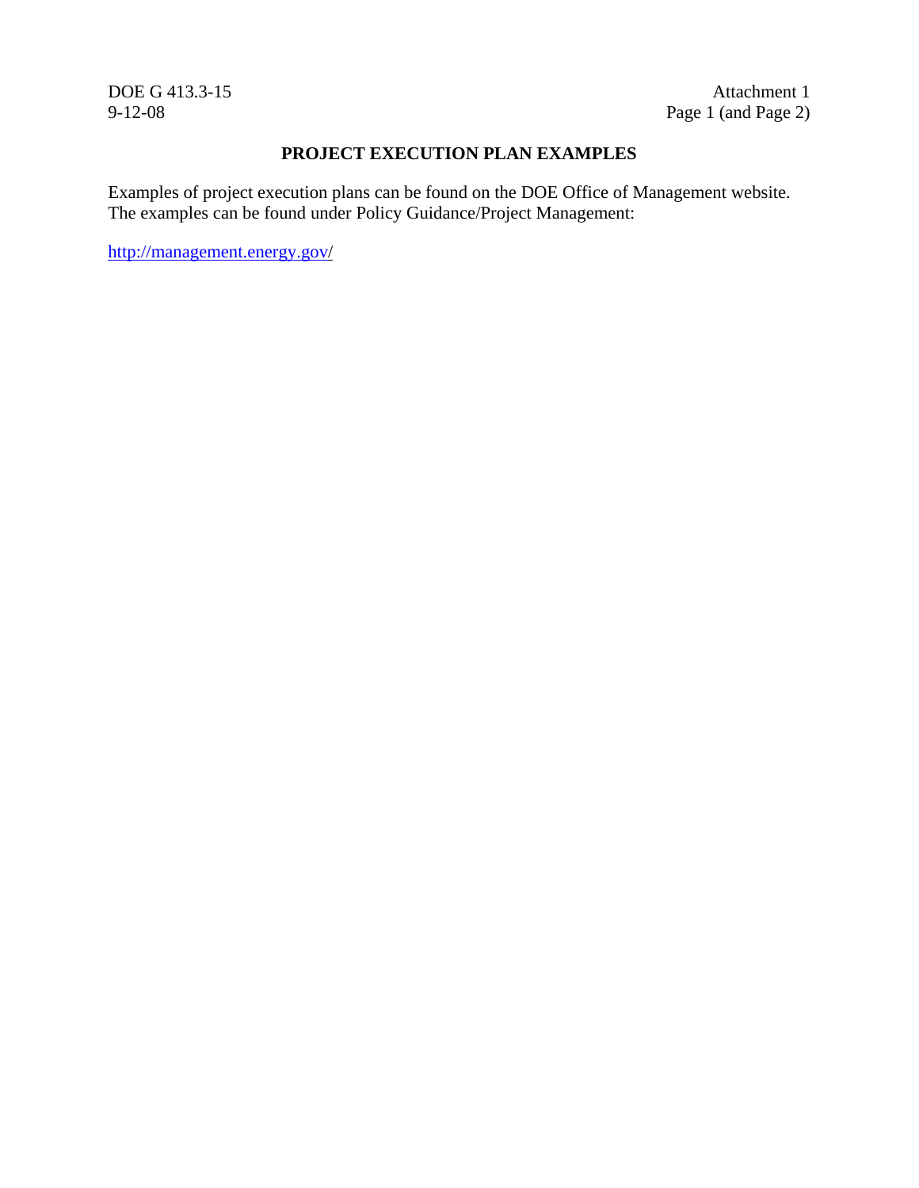## PROJECT EXECUTION PLAN EXAMPLES

Examples of project execution plans can be found on the DOE Office of Management website. The examples can be found under Policy Guidance/Project Management:

http://management.energy.gov/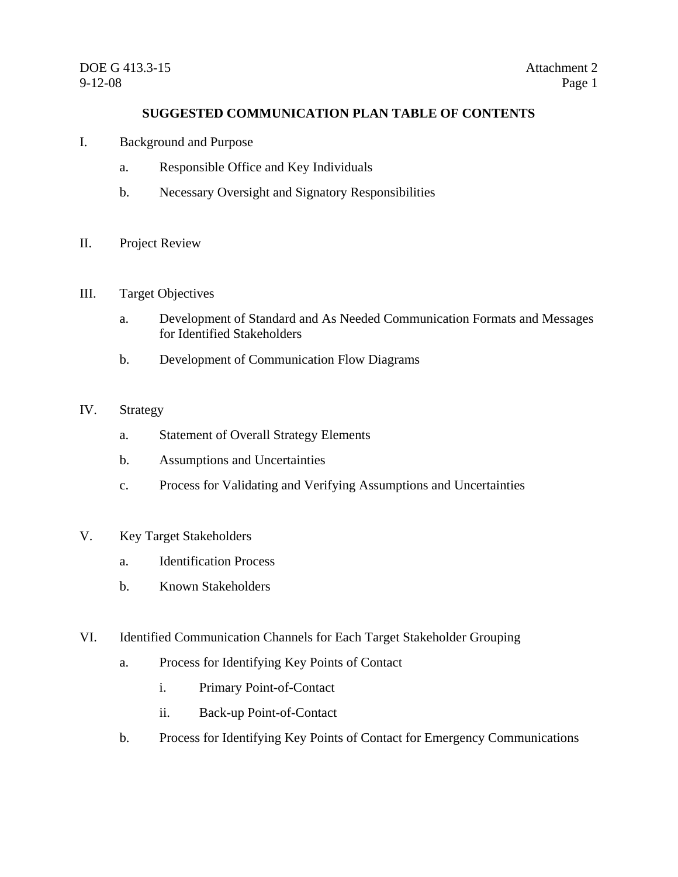## SUGGESTED COMMUNICATION PLAN TABLE OF CONTENTS

I. Background and Purpose

   a. Responsible Office and Key Individuals

   b. Necessary Oversight and Signatory Responsibilities

II. Project Review

III. Target Objectives

   a. Development of Standard and As Needed Communication Formats and Messages for Identified Stakeholders

   b. Development of Communication Flow Diagrams

IV. Strategy

   a. Statement of Overall Strategy Elements

   b. Assumptions and Uncertainties

   c. Process for Validating and Verifying Assumptions and Uncertainties

V. Key Target Stakeholders

   a. Identification Process

   b. Known Stakeholders

VI. Identified Communication Channels for Each Target Stakeholder Grouping

   a. Process for Identifying Key Points of Contact

      i. Primary Point-of-Contact

      ii. Back-up Point-of-Contact

   b. Process for Identifying Key Points of Contact for Emergency Communications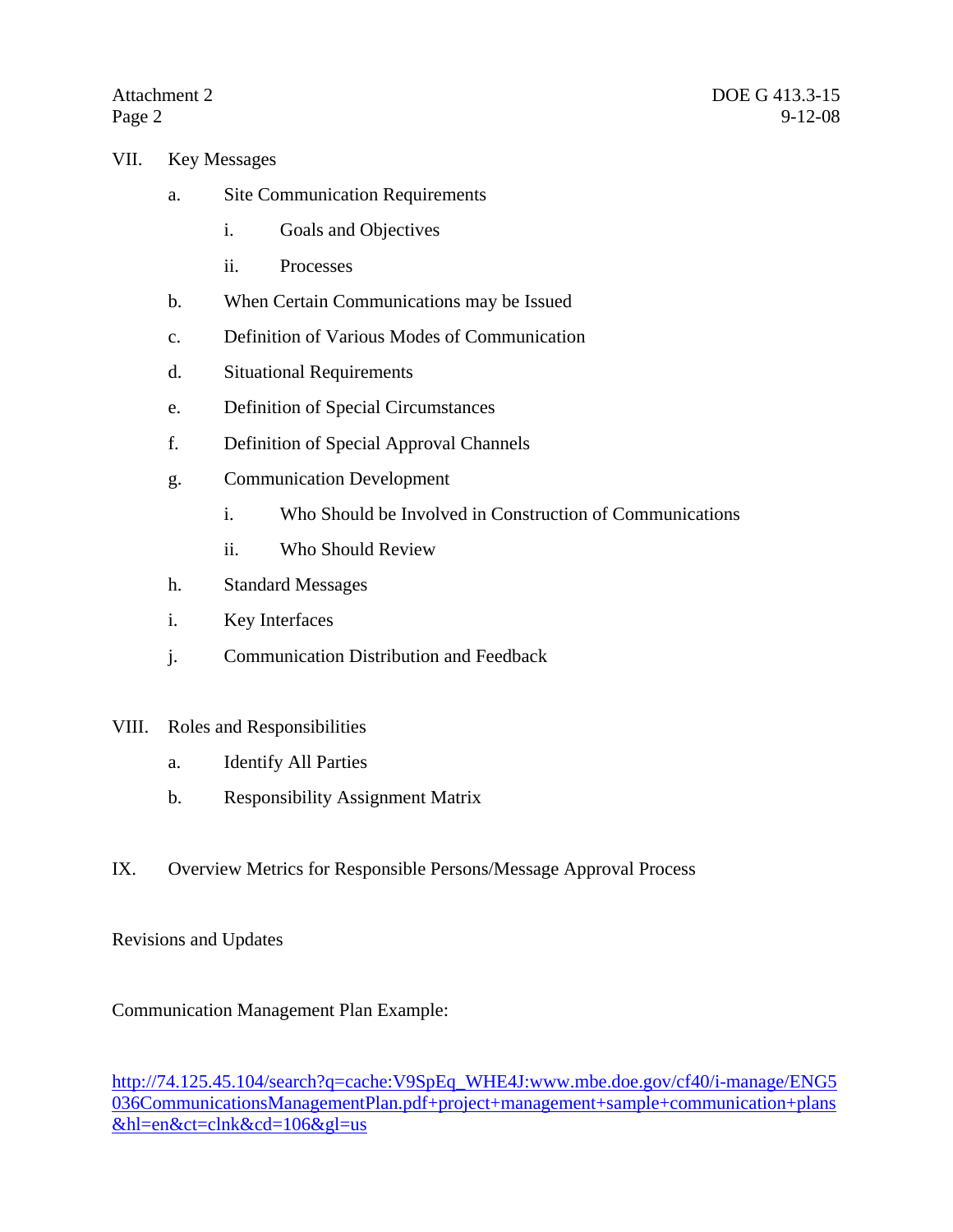VII. Key Messages

a. Site Communication Requirements

i. Goals and Objectives

ii. Processes

b. When Certain Communications may be Issued

c. Definition of Various Modes of Communication

d. Situational Requirements

e. Definition of Special Circumstances

f. Definition of Special Approval Channels

g. Communication Development

i. Who Should be Involved in Construction of Communications

ii. Who Should Review

h. Standard Messages

i. Key Interfaces

j. Communication Distribution and Feedback

VIII. Roles and Responsibilities

a. Identify All Parties

b. Responsibility Assignment Matrix

IX. Overview Metrics for Responsible Persons/Message Approval Process

Revisions and Updates

Communication Management Plan Example:

http://74.125.45.104/search?q=cache:V9SpEq_WHE4J:www.mbe.doe.gov/cf40/i-manage/ENG5036CommunicationsManagementPlan.pdf+project+management+sample+communication+plans&hl=en&ct=clnk&cd=106&gl=us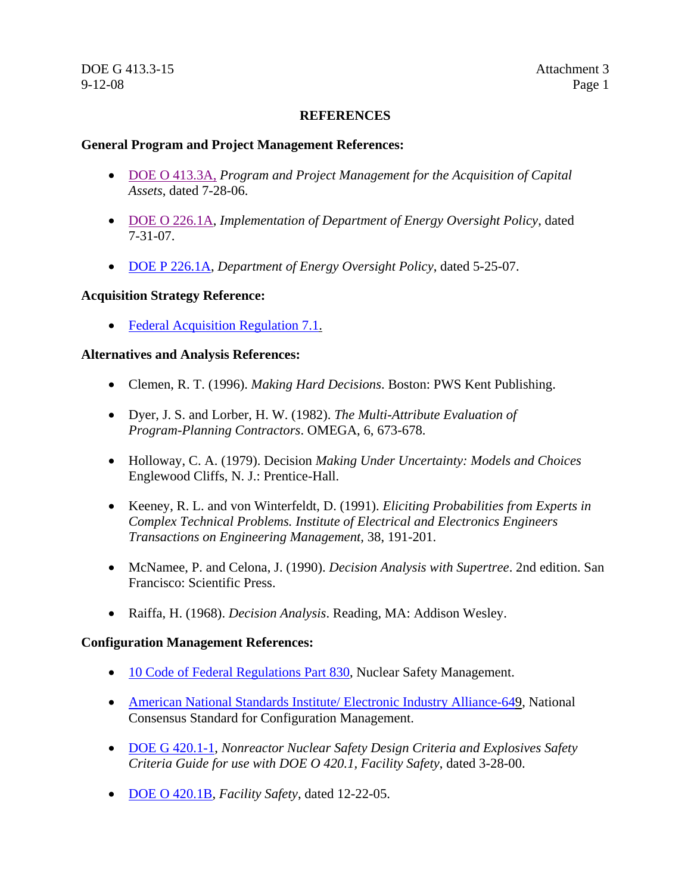# REFERENCES

**General Program and Project Management References:**

- DOE O 413.3A, *Program and Project Management for the Acquisition of Capital Assets*, dated 7-28-06.
- DOE O 226.1A, *Implementation of Department of Energy Oversight Policy*, dated 7-31-07.
- DOE P 226.1A, *Department of Energy Oversight Policy*, dated 5-25-07.

**Acquisition Strategy Reference:**

- Federal Acquisition Regulation 7.1.

**Alternatives and Analysis References:**

- Clemen, R. T. (1996). *Making Hard Decisions*. Boston: PWS Kent Publishing.
- Dyer, J. S. and Lorber, H. W. (1982). *The Multi-Attribute Evaluation of Program-Planning Contractors*. OMEGA, 6, 673-678.
- Holloway, C. A. (1979). Decision *Making Under Uncertainty: Models and Choices* Englewood Cliffs, N. J.: Prentice-Hall.
- Keeney, R. L. and von Winterfeldt, D. (1991). *Eliciting Probabilities from Experts in Complex Technical Problems. Institute of Electrical and Electronics Engineers Transactions on Engineering Management*, 38, 191-201.
- McNamee, P. and Celona, J. (1990). *Decision Analysis with Supertree*. 2nd edition. San Francisco: Scientific Press.
- Raiffa, H. (1968). *Decision Analysis*. Reading, MA: Addison Wesley.

**Configuration Management References:**

- 10 Code of Federal Regulations Part 830, Nuclear Safety Management.
- American National Standards Institute/ Electronic Industry Alliance-649, National Consensus Standard for Configuration Management.
- DOE G 420.1-1, *Nonreactor Nuclear Safety Design Criteria and Explosives Safety Criteria Guide for use with DOE O 420.1, Facility Safety*, dated 3-28-00.
- DOE O 420.1B, *Facility Safety*, dated 12-22-05.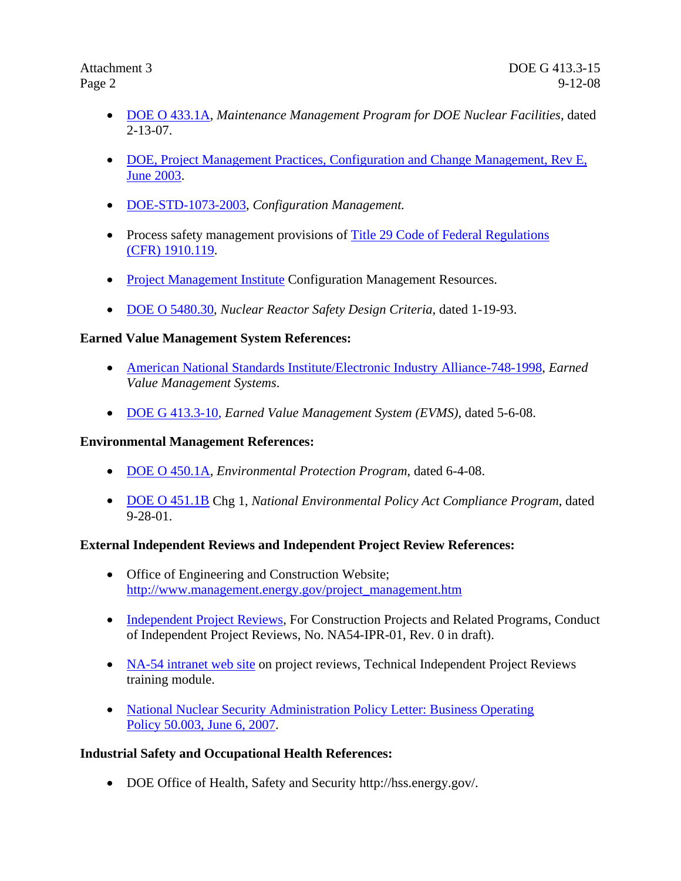- DOE O 433.1A, *Maintenance Management Program for DOE Nuclear Facilities*, dated 2-13-07.

- DOE, Project Management Practices, Configuration and Change Management, Rev E, June 2003.

- DOE-STD-1073-2003, *Configuration Management.*

- Process safety management provisions of Title 29 Code of Federal Regulations (CFR) 1910.119.

- Project Management Institute Configuration Management Resources.

- DOE O 5480.30, *Nuclear Reactor Safety Design Criteria*, dated 1-19-93.

**Earned Value Management System References:**

- American National Standards Institute/Electronic Industry Alliance-748-1998, *Earned Value Management Systems*.

- DOE G 413.3-10, *Earned Value Management System (EVMS)*, dated 5-6-08.

**Environmental Management References:**

- DOE O 450.1A, *Environmental Protection Program*, dated 6-4-08.

- DOE O 451.1B Chg 1, *National Environmental Policy Act Compliance Program*, dated 9-28-01.

**External Independent Reviews and Independent Project Review References:**

- Office of Engineering and Construction Website; http://www.management.energy.gov/project_management.htm

- Independent Project Reviews, For Construction Projects and Related Programs, Conduct of Independent Project Reviews, No. NA54-IPR-01, Rev. 0 in draft).

- NA-54 intranet web site on project reviews, Technical Independent Project Reviews training module.

- National Nuclear Security Administration Policy Letter: Business Operating Policy 50.003, June 6, 2007.

**Industrial Safety and Occupational Health References:**

- DOE Office of Health, Safety and Security http://hss.energy.gov/.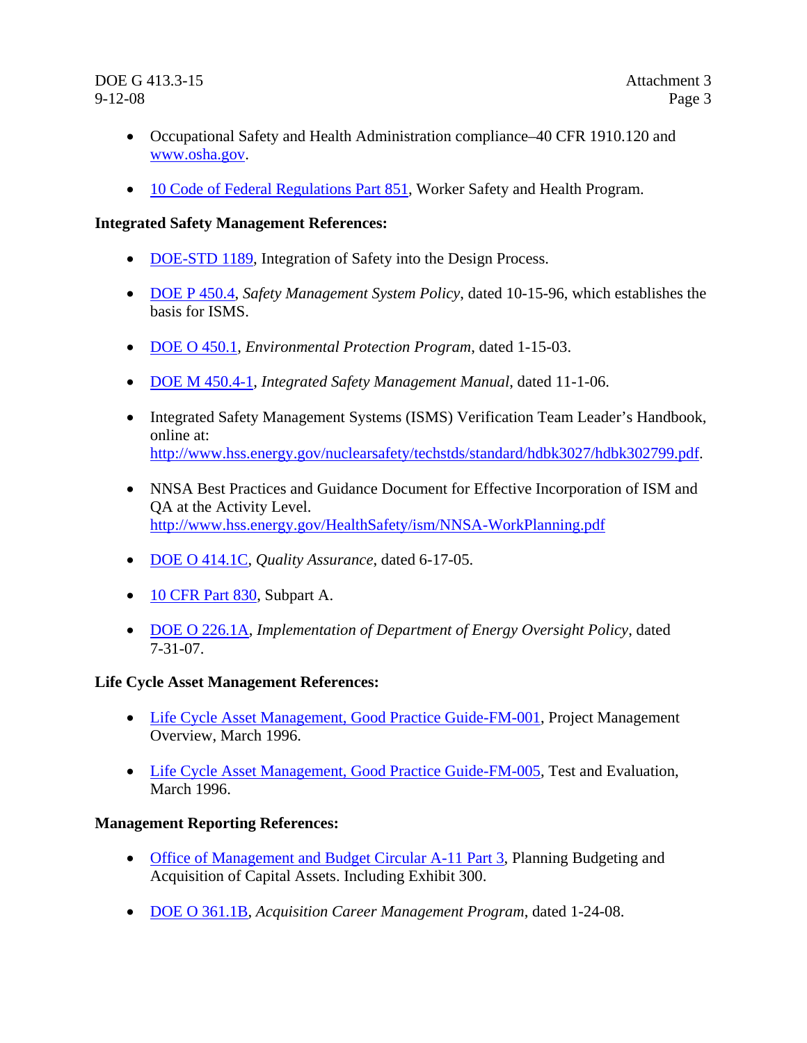- Occupational Safety and Health Administration compliance–40 CFR 1910.120 and [www.osha.gov](http://www.osha.gov).

- [10 Code of Federal Regulations Part 851](), Worker Safety and Health Program.

**Integrated Safety Management References:**

- [DOE-STD 1189](), Integration of Safety into the Design Process.

- [DOE P 450.4](), *Safety Management System Policy*, dated 10-15-96, which establishes the basis for ISMS.

- [DOE O 450.1](), *Environmental Protection Program*, dated 1-15-03.

- [DOE M 450.4-1](), *Integrated Safety Management Manual*, dated 11-1-06.

- Integrated Safety Management Systems (ISMS) Verification Team Leader's Handbook, online at: [http://www.hss.energy.gov/nuclearsafety/techstds/standard/hdbk3027/hdbk302799.pdf](http://www.hss.energy.gov/nuclearsafety/techstds/standard/hdbk3027/hdbk302799.pdf).

- NNSA Best Practices and Guidance Document for Effective Incorporation of ISM and QA at the Activity Level. [http://www.hss.energy.gov/HealthSafety/ism/NNSA-WorkPlanning.pdf](http://www.hss.energy.gov/HealthSafety/ism/NNSA-WorkPlanning.pdf)

- [DOE O 414.1C](), *Quality Assurance*, dated 6-17-05.

- [10 CFR Part 830](), Subpart A.

- [DOE O 226.1A](), *Implementation of Department of Energy Oversight Policy*, dated 7-31-07.

**Life Cycle Asset Management References:**

- [Life Cycle Asset Management, Good Practice Guide-FM-001](), Project Management Overview, March 1996.

- [Life Cycle Asset Management, Good Practice Guide-FM-005](), Test and Evaluation, March 1996.

**Management Reporting References:**

- [Office of Management and Budget Circular A-11 Part 3](), Planning Budgeting and Acquisition of Capital Assets. Including Exhibit 300.

- [DOE O 361.1B](), *Acquisition Career Management Program*, dated 1-24-08.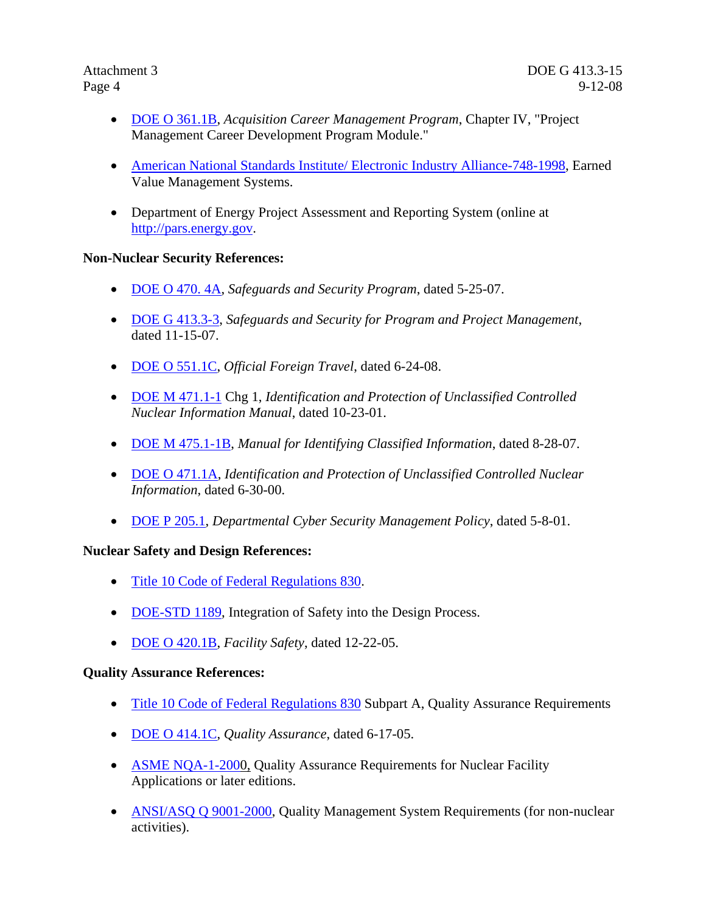- DOE O 361.1B, *Acquisition Career Management Program*, Chapter IV, "Project Management Career Development Program Module."

- American National Standards Institute/ Electronic Industry Alliance-748-1998, Earned Value Management Systems.

- Department of Energy Project Assessment and Reporting System (online at http://pars.energy.gov.

**Non-Nuclear Security References:**

- DOE O 470. 4A, *Safeguards and Security Program*, dated 5-25-07.

- DOE G 413.3-3, *Safeguards and Security for Program and Project Management*, dated 11-15-07.

- DOE O 551.1C, *Official Foreign Travel*, dated 6-24-08.

- DOE M 471.1-1 Chg 1, *Identification and Protection of Unclassified Controlled Nuclear Information Manual*, dated 10-23-01.

- DOE M 475.1-1B, *Manual for Identifying Classified Information*, dated 8-28-07.

- DOE O 471.1A, *Identification and Protection of Unclassified Controlled Nuclear Information*, dated 6-30-00.

- DOE P 205.1, *Departmental Cyber Security Management Policy*, dated 5-8-01.

**Nuclear Safety and Design References:**

- Title 10 Code of Federal Regulations 830.

- DOE-STD 1189, Integration of Safety into the Design Process.

- DOE O 420.1B, *Facility Safety*, dated 12-22-05.

**Quality Assurance References:**

- Title 10 Code of Federal Regulations 830 Subpart A, Quality Assurance Requirements

- DOE O 414.1C, *Quality Assurance*, dated 6-17-05.

- ASME NQA-1-2000, Quality Assurance Requirements for Nuclear Facility Applications or later editions.

- ANSI/ASQ Q 9001-2000, Quality Management System Requirements (for non-nuclear activities).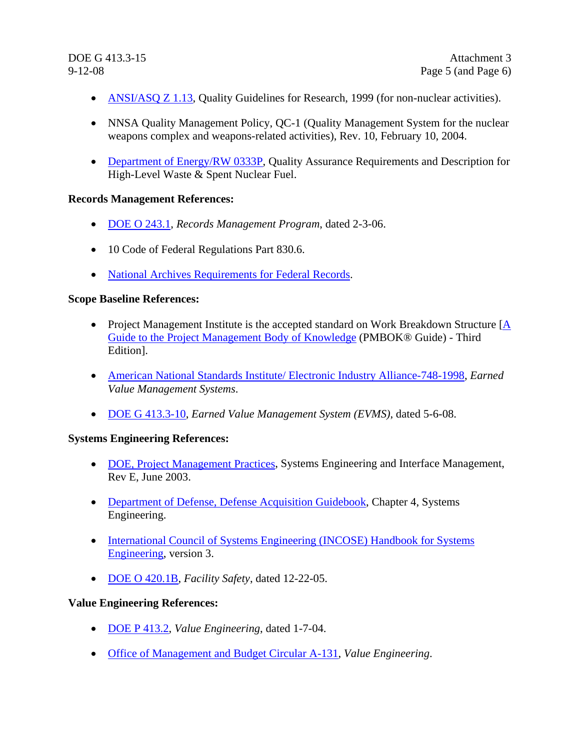- ANSI/ASQ Z 1.13, Quality Guidelines for Research, 1999 (for non-nuclear activities).

- NNSA Quality Management Policy, QC-1 (Quality Management System for the nuclear weapons complex and weapons-related activities), Rev. 10, February 10, 2004.

- Department of Energy/RW 0333P, Quality Assurance Requirements and Description for High-Level Waste & Spent Nuclear Fuel.

**Records Management References:**

- DOE O 243.1, *Records Management Program*, dated 2-3-06.

- 10 Code of Federal Regulations Part 830.6.

- National Archives Requirements for Federal Records.

**Scope Baseline References:**

- Project Management Institute is the accepted standard on Work Breakdown Structure [A Guide to the Project Management Body of Knowledge (PMBOK® Guide) - Third Edition].

- American National Standards Institute/ Electronic Industry Alliance-748-1998, *Earned Value Management Systems*.

- DOE G 413.3-10, *Earned Value Management System (EVMS)*, dated 5-6-08.

**Systems Engineering References:**

- DOE, Project Management Practices, Systems Engineering and Interface Management, Rev E, June 2003.

- Department of Defense, Defense Acquisition Guidebook, Chapter 4, Systems Engineering.

- International Council of Systems Engineering (INCOSE) Handbook for Systems Engineering, version 3.

- DOE O 420.1B, *Facility Safety*, dated 12-22-05.

**Value Engineering References:**

- DOE P 413.2, *Value Engineering*, dated 1-7-04.

- Office of Management and Budget Circular A-131, *Value Engineering*.